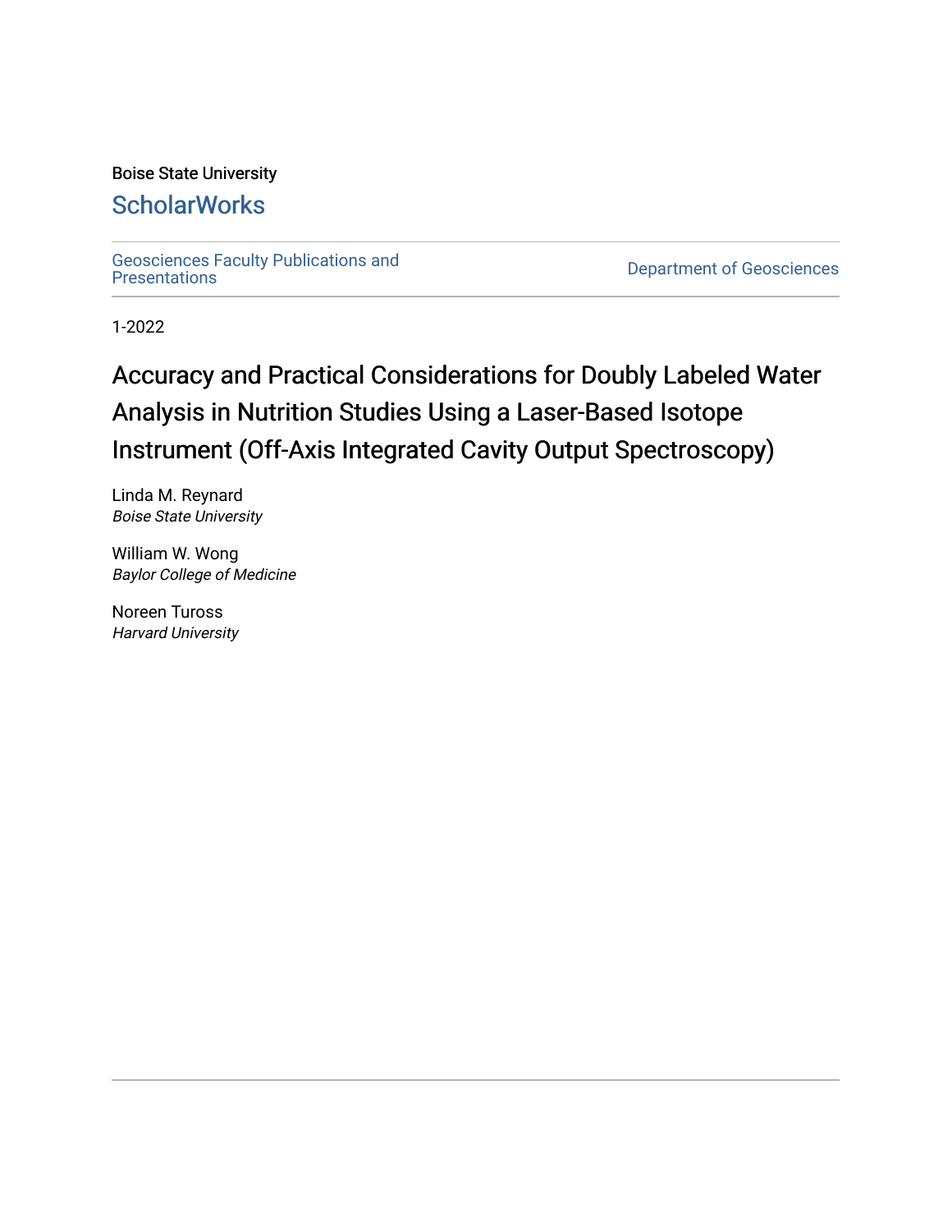Boise State University

## ScholarWorks

Geosciences Faculty Publications and Presentations

Department of Geosciences

1-2022

# Accuracy and Practical Considerations for Doubly Labeled Water Analysis in Nutrition Studies Using a Laser-Based Isotope Instrument (Off-Axis Integrated Cavity Output Spectroscopy)

Linda M. Reynard
*Boise State University*

William W. Wong
*Baylor College of Medicine*

Noreen Tuross
*Harvard University*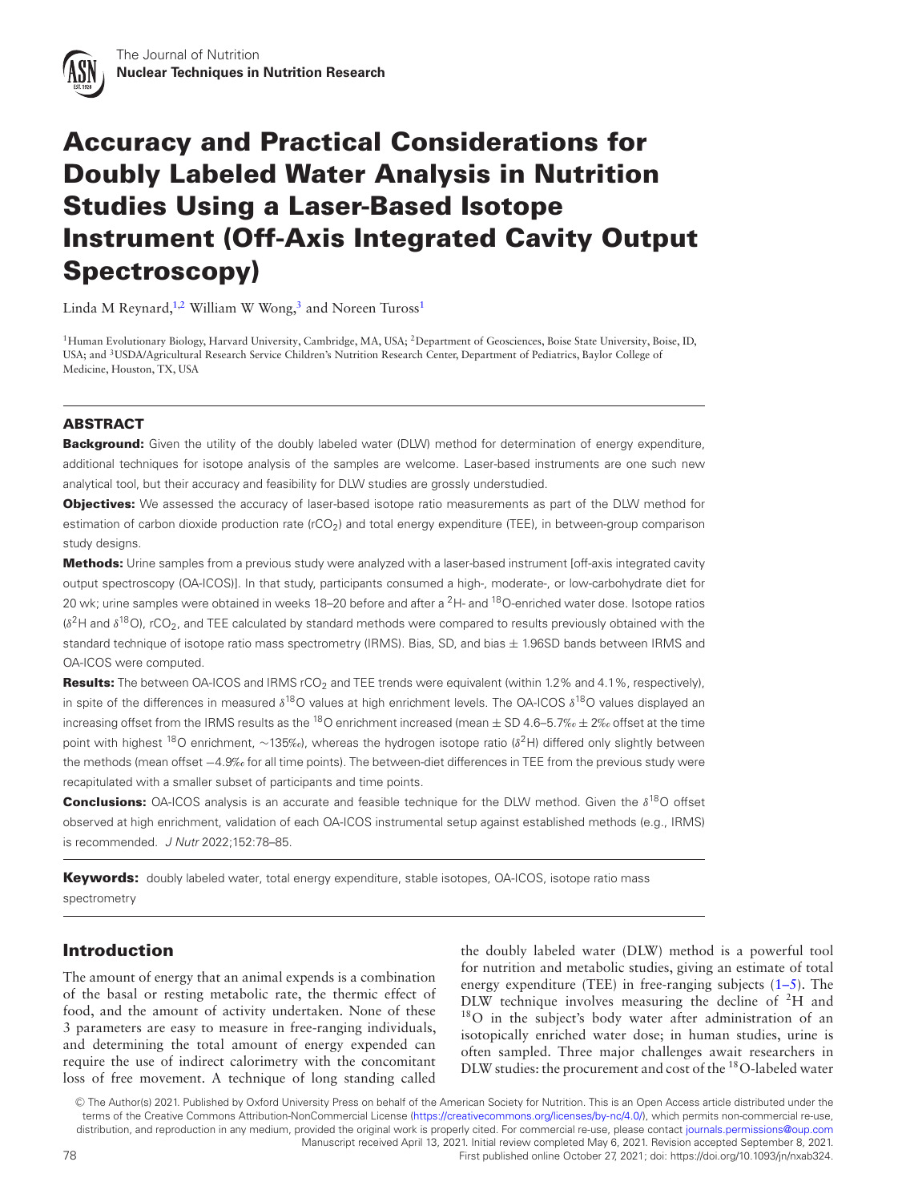# Accuracy and Practical Considerations for Doubly Labeled Water Analysis in Nutrition Studies Using a Laser-Based Isotope Instrument (Off-Axis Integrated Cavity Output Spectroscopy)

Linda M Reynard,[1,2] William W Wong,[3] and Noreen Tuross[1]

[1]Human Evolutionary Biology, Harvard University, Cambridge, MA, USA; [2]Department of Geosciences, Boise State University, Boise, ID, USA; and [3]USDA/Agricultural Research Service Children's Nutrition Research Center, Department of Pediatrics, Baylor College of Medicine, Houston, TX, USA

## ABSTRACT

**Background:** Given the utility of the doubly labeled water (DLW) method for determination of energy expenditure, additional techniques for isotope analysis of the samples are welcome. Laser-based instruments are one such new analytical tool, but their accuracy and feasibility for DLW studies are grossly understudied.

**Objectives:** We assessed the accuracy of laser-based isotope ratio measurements as part of the DLW method for estimation of carbon dioxide production rate ($rCO_2$) and total energy expenditure (TEE), in between-group comparison study designs.

**Methods:** Urine samples from a previous study were analyzed with a laser-based instrument [off-axis integrated cavity output spectroscopy (OA-ICOS)]. In that study, participants consumed a high-, moderate-, or low-carbohydrate diet for 20 wk; urine samples were obtained in weeks 18–20 before and after a $^{2}$H- and $^{18}$O-enriched water dose. Isotope ratios ($\delta^{2}$H and $\delta^{18}$O), $rCO_2$, and TEE calculated by standard methods were compared to results previously obtained with the standard technique of isotope ratio mass spectrometry (IRMS). Bias, SD, and bias ± 1.96SD bands between IRMS and OA-ICOS were computed.

**Results:** The between OA-ICOS and IRMS $rCO_2$ and TEE trends were equivalent (within 1.2% and 4.1%, respectively), in spite of the differences in measured $\delta^{18}$O values at high enrichment levels. The OA-ICOS $\delta^{18}$O values displayed an increasing offset from the IRMS results as the $^{18}$O enrichment increased (mean ± SD 4.6–5.7‰ ± 2‰ offset at the time point with highest $^{18}$O enrichment, ~135‰), whereas the hydrogen isotope ratio ($\delta^{2}$H) differed only slightly between the methods (mean offset −4.9‰ for all time points). The between-diet differences in TEE from the previous study were recapitulated with a smaller subset of participants and time points.

**Conclusions:** OA-ICOS analysis is an accurate and feasible technique for the DLW method. Given the $\delta^{18}$O offset observed at high enrichment, validation of each OA-ICOS instrumental setup against established methods (e.g., IRMS) is recommended. *J Nutr* 2022;152:78–85.

**Keywords:** doubly labeled water, total energy expenditure, stable isotopes, OA-ICOS, isotope ratio mass spectrometry

## Introduction

The amount of energy that an animal expends is a combination of the basal or resting metabolic rate, the thermic effect of food, and the amount of activity undertaken. None of these 3 parameters are easy to measure in free-ranging individuals, and determining the total amount of energy expended can require the use of indirect calorimetry with the concomitant loss of free movement. A technique of long standing called the doubly labeled water (DLW) method is a powerful tool for nutrition and metabolic studies, giving an estimate of total energy expenditure (TEE) in free-ranging subjects (1–5). The DLW technique involves measuring the decline of $^{2}$H and $^{18}$O in the subject's body water after administration of an isotopically enriched water dose; in human studies, urine is often sampled. Three major challenges await researchers in DLW studies: the procurement and cost of the $^{18}$O-labeled water

© The Author(s) 2021. Published by Oxford University Press on behalf of the American Society for Nutrition. This is an Open Access article distributed under the terms of the Creative Commons Attribution-NonCommercial License (https://creativecommons.org/licenses/by-nc/4.0/), which permits non-commercial re-use, distribution, and reproduction in any medium, provided the original work is properly cited. For commercial re-use, please contact journals.permissions@oup.com
Manuscript received April 13, 2021. Initial review completed May 6, 2021. Revision accepted September 8, 2021.
First published online October 27, 2021; doi: https://doi.org/10.1093/jn/nxab324.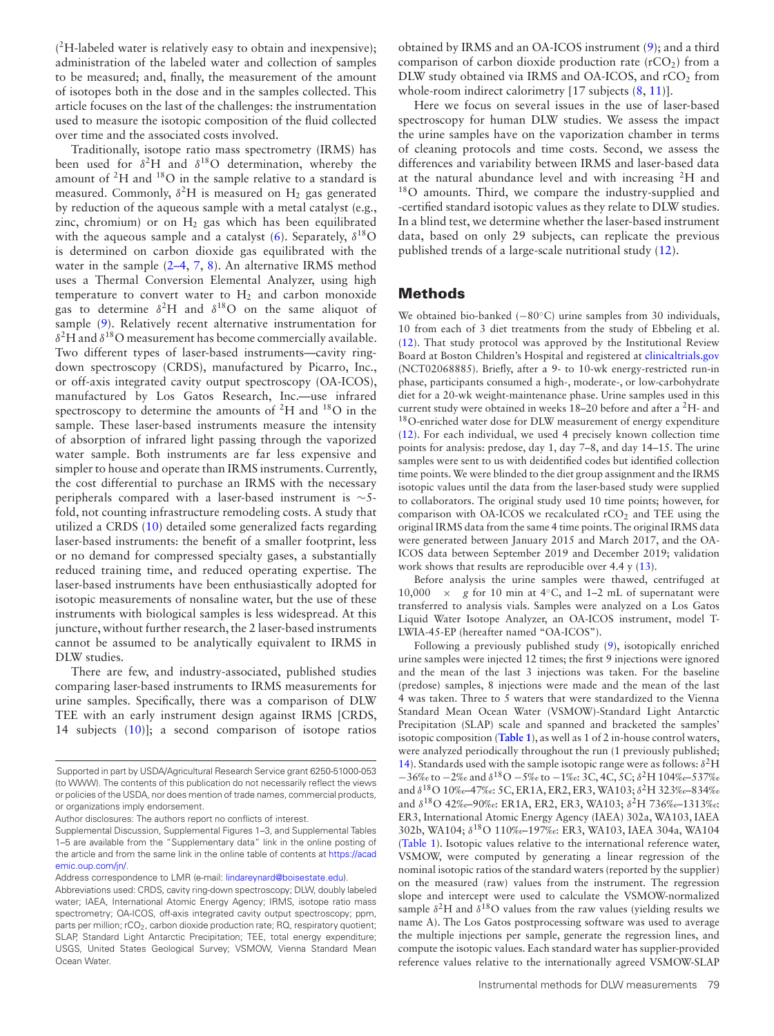($^2$H-labeled water is relatively easy to obtain and inexpensive); administration of the labeled water and collection of samples to be measured; and, finally, the measurement of the amount of isotopes both in the dose and in the samples collected. This article focuses on the last of the challenges: the instrumentation used to measure the isotopic composition of the fluid collected over time and the associated costs involved.

Traditionally, isotope ratio mass spectrometry (IRMS) has been used for $\delta^2$H and $\delta^{18}$O determination, whereby the amount of $^2$H and $^{18}$O in the sample relative to a standard is measured. Commonly, $\delta^2$H is measured on $H_2$ gas generated by reduction of the aqueous sample with a metal catalyst (e.g., zinc, chromium) or on $H_2$ gas which has been equilibrated with the aqueous sample and a catalyst (6). Separately, $\delta^{18}$O is determined on carbon dioxide gas equilibrated with the water in the sample (2–4, 7, 8). An alternative IRMS method uses a Thermal Conversion Elemental Analyzer, using high temperature to convert water to $H_2$ and carbon monoxide gas to determine $\delta^2$H and $\delta^{18}$O on the same aliquot of sample (9). Relatively recent alternative instrumentation for $\delta^2$H and $\delta^{18}$O measurement has become commercially available. Two different types of laser-based instruments—cavity ring-down spectroscopy (CRDS), manufactured by Picarro, Inc., or off-axis integrated cavity output spectroscopy (OA-ICOS), manufactured by Los Gatos Research, Inc.—use infrared spectroscopy to determine the amounts of $^2$H and $^{18}$O in the sample. These laser-based instruments measure the intensity of absorption of infrared light passing through the vaporized water sample. Both instruments are far less expensive and simpler to house and operate than IRMS instruments. Currently, the cost differential to purchase an IRMS with the necessary peripherals compared with a laser-based instrument is ∼5-fold, not counting infrastructure remodeling costs. A study that utilized a CRDS (10) detailed some generalized facts regarding laser-based instruments: the benefit of a smaller footprint, less or no demand for compressed specialty gases, a substantially reduced training time, and reduced operating expertise. The laser-based instruments have been enthusiastically adopted for isotopic measurements of nonsaline water, but the use of these instruments with biological samples is less widespread. At this juncture, without further research, the 2 laser-based instruments cannot be assumed to be analytically equivalent to IRMS in DLW studies.

There are few, and industry-associated, published studies comparing laser-based instruments to IRMS measurements for urine samples. Specifically, there was a comparison of DLW TEE with an early instrument design against IRMS [CRDS, 14 subjects (10)]; a second comparison of isotope ratios obtained by IRMS and an OA-ICOS instrument (9); and a third comparison of carbon dioxide production rate (r$CO_2$) from a DLW study obtained via IRMS and OA-ICOS, and r$CO_2$ from whole-room indirect calorimetry [17 subjects (8, 11)].

Here we focus on several issues in the use of laser-based spectroscopy for human DLW studies. We assess the impact the urine samples have on the vaporization chamber in terms of cleaning protocols and time costs. Second, we assess the differences and variability between IRMS and laser-based data at the natural abundance level and with increasing $^2$H and $^{18}$O amounts. Third, we compare the industry-supplied and -certified standard isotopic values as they relate to DLW studies. In a blind test, we determine whether the laser-based instrument data, based on only 29 subjects, can replicate the previous published trends of a large-scale nutritional study (12).

## Methods

We obtained bio-banked (−80°C) urine samples from 30 individuals, 10 from each of 3 diet treatments from the study of Ebbeling et al. (12). That study protocol was approved by the Institutional Review Board at Boston Children's Hospital and registered at clinicaltrials.gov (NCT02068885). Briefly, after a 9- to 10-wk energy-restricted run-in phase, participants consumed a high-, moderate-, or low-carbohydrate diet for a 20-wk weight-maintenance phase. Urine samples used in this current study were obtained in weeks 18–20 before and after a $^2$H- and $^{18}$O-enriched water dose for DLW measurement of energy expenditure (12). For each individual, we used 4 precisely known collection time points for analysis: predose, day 1, day 7–8, and day 14–15. The urine samples were sent to us with deidentified codes but identified collection time points. We were blinded to the diet group assignment and the IRMS isotopic values until the data from the laser-based study were supplied to collaborators. The original study used 10 time points; however, for comparison with OA-ICOS we recalculated r$CO_2$ and TEE using the original IRMS data from the same 4 time points. The original IRMS data were generated between January 2015 and March 2017, and the OA-ICOS data between September 2019 and December 2019; validation work shows that results are reproducible over 4.4 y (13).

Before analysis the urine samples were thawed, centrifuged at 10,000 × *g* for 10 min at 4°C, and 1–2 mL of supernatant were transferred to analysis vials. Samples were analyzed on a Los Gatos Liquid Water Isotope Analyzer, an OA-ICOS instrument, model T-LWIA-45-EP (hereafter named "OA-ICOS").

Following a previously published study (9), isotopically enriched urine samples were injected 12 times; the first 9 injections were ignored and the mean of the last 3 injections was taken. For the baseline (predose) samples, 8 injections were made and the mean of the last 4 was taken. Three to 5 waters that were standardized to the Vienna Standard Mean Ocean Water (VSMOW)-Standard Light Antarctic Precipitation (SLAP) scale and spanned and bracketed the samples' isotopic composition (**Table 1**), as well as 1 of 2 in-house control waters, were analyzed periodically throughout the run (1 previously published; 14). Standards used with the sample isotopic range were as follows: $\delta^2$H −36‰ to −2‰ and $\delta^{18}$O −5‰ to −1‰: 3C, 4C, 5C; $\delta^2$H 104‰–537‰ and $\delta^{18}$O 10‰–47‰: 5C, ER1A, ER2, ER3, WA103; $\delta^2$H 323‰–834‰ and $\delta^{18}$O 42‰–90‰: ER1A, ER2, ER3, WA103; $\delta^2$H 736‰–1313‰: ER3, International Atomic Energy Agency (IAEA) 302a, WA103, IAEA 302b, WA104; $\delta^{18}$O 110‰–197‰: ER3, WA103, IAEA 304a, WA104 (Table 1). Isotopic values relative to the international reference water, VSMOW, were computed by generating a linear regression of the nominal isotopic ratios of the standard waters (reported by the supplier) on the measured (raw) values from the instrument. The regression slope and intercept were used to calculate the VSMOW-normalized sample $\delta^2$H and $\delta^{18}$O values from the raw values (yielding results we name A). The Los Gatos postprocessing software was used to average the multiple injections per sample, generate the regression lines, and compute the isotopic values. Each standard water has supplier-provided reference values relative to the internationally agreed VSMOW-SLAP

---

Supported in part by USDA/Agricultural Research Service grant 6250-51000-053 (to WWW). The contents of this publication do not necessarily reflect the views or policies of the USDA, nor does mention of trade names, commercial products, or organizations imply endorsement.

Author disclosures: The authors report no conflicts of interest.

Supplemental Discussion, Supplemental Figures 1–3, and Supplemental Tables 1–5 are available from the "Supplementary data" link in the online posting of the article and from the same link in the online table of contents at https://academic.oup.com/jn/.

Address correspondence to LMR (e-mail: lindareynard@boisestate.edu).

Abbreviations used: CRDS, cavity ring-down spectroscopy; DLW, doubly labeled water; IAEA, International Atomic Energy Agency; IRMS, isotope ratio mass spectrometry; OA-ICOS, off-axis integrated cavity output spectroscopy; ppm, parts per million; r$CO_2$, carbon dioxide production rate; RQ, respiratory quotient; SLAP, Standard Light Antarctic Precipitation; TEE, total energy expenditure; USGS, United States Geological Survey; VSMOW, Vienna Standard Mean Ocean Water.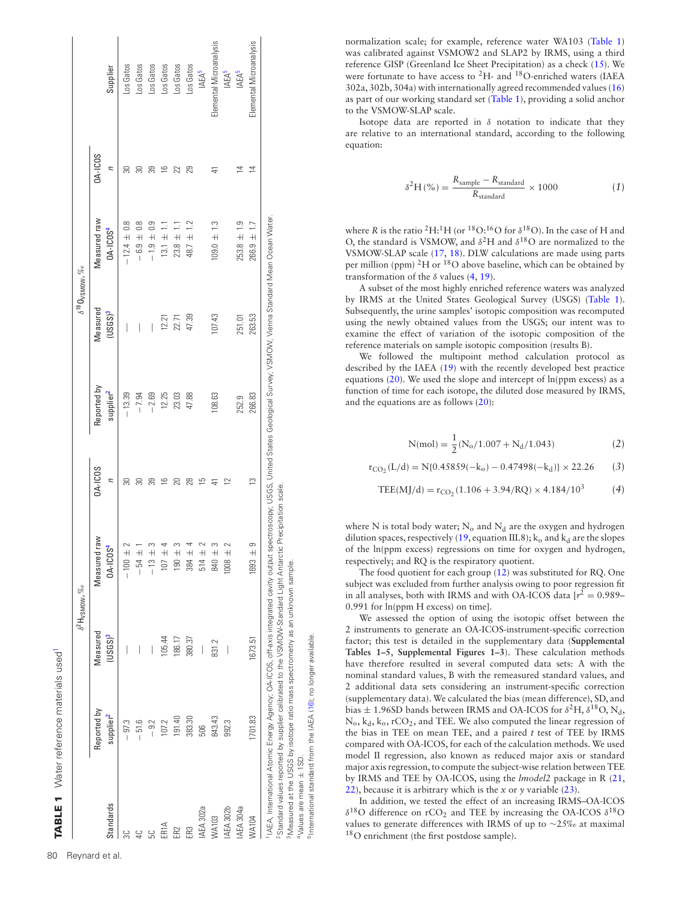**TABLE 1** Water reference materials used[1]

| Standards | $\delta^2H_{VSMOW}$, ‰ Reported by supplier[2] | Measured (USGS)[3] | Measured raw OA-ICOS[4] | OA-ICOS n | $\delta^{18}O_{VSMOW}$, ‰ Reported by supplier[2] | Measured (USGS)[3] | Measured raw OA-ICOS[4] | OA-ICOS n | Supplier |
|---|---|---|---|---|---|---|---|---|---|
| 3C | −97.3 | — | −100 ± 2 | 30 | −13.39 | — | −12.4 ± 0.8 | 30 | Los Gatos |
| 4C | −51.6 | — | −54 ± 1 | 30 | −7.94 | — | −6.9 ± 0.8 | 30 | Los Gatos |
| 5C | −9.2 | — | −13 ± 3 | 39 | −2.69 | — | −1.9 ± 0.9 | 39 | Los Gatos |
| ER1A | 107.2 | 105.44 | 107 ± 4 | 16 | 12.25 | 12.21 | 13.1 ± 1.1 | 16 | Los Gatos |
| ER2 | 191.40 | 186.17 | 190 ± 3 | 20 | 23.03 | 22.71 | 23.8 ± 1.1 | 22 | Los Gatos |
| ER3 | 383.30 | 380.37 | 384 ± 4 | 28 | 47.88 | 47.39 | 48.7 ± 1.2 | 29 | Los Gatos |
| IAEA 302a | 506 | — | 514 ± 2 | 15 | | | | | IAEA[5] |
| WA103 | 843.43 | 831.2 | 840 ± 3 | 41 | 108.63 | 107.43 | 109.0 ± 1.3 | 41 | Elemental Microanalysis |
| IAEA 302b | 992.3 | — | 1008 ± 2 | 12 | | | | | IAEA[5] |
| IAEA 304a | | | | | 252.9 | 251.01 | 253.8 ± 1.9 | 14 | IAEA[5] |
| WA104 | 1701.83 | 1673.51 | 1693 ± 9 | 13 | 266.83 | 263.53 | 266.9 ± 1.7 | 14 | Elemental Microanalysis |

[1] IAEA, International Atomic Energy Agency; OA-ICOS, off-axis integrated cavity output spectroscopy; USGS, United States Geological Survey; VSMOW, Vienna Standard Mean Ocean Water.
[2] Standard values reported by supplier calibrated to the VSMOW-Standard Light Antarctic Precipitation scale.
[3] Measured at the USGS by isotope ratio mass spectrometry as an unknown sample.
[4] Values are mean ± 1SD.
[5] International standard from the IAEA (16); no longer available.

normalization scale; for example, reference water WA103 (Table 1) was calibrated against VSMOW2 and SLAP2 by IRMS, using a third reference GISP (Greenland Ice Sheet Precipitation) as a check (15). We were fortunate to have access to $^2H$- and $^{18}O$-enriched waters (IAEA 302a, 302b, 304a) with internationally agreed recommended values (16) as part of our working standard set (Table 1), providing a solid anchor to the VSMOW-SLAP scale.

Isotope data are reported in $\delta$ notation to indicate that they are relative to an international standard, according to the following equation:

$$\delta^2H\,(\%) = \frac{R_{sample} - R_{standard}}{R_{standard}} \times 1000 \qquad (1)$$

where $R$ is the ratio $^2H$:$^1H$ (or $^{18}O$:$^{16}O$ for $\delta^{18}O$). In the case of H and O, the standard is VSMOW, and $\delta^2H$ and $\delta^{18}O$ are normalized to the VSMOW-SLAP scale (17, 18). DLW calculations are made using parts per million (ppm) $^2H$ or $^{18}O$ above baseline, which can be obtained by transformation of the $\delta$ values (4, 19).

A subset of the most highly enriched reference waters was analyzed by IRMS at the United States Geological Survey (USGS) (Table 1). Subsequently, the urine samples' isotopic composition was recomputed using the newly obtained values from the USGS; our intent was to examine the effect of variation of the isotopic composition of the reference materials on sample isotopic composition (results B).

We followed the multipoint method calculation protocol as described by the IAEA (19) with the recently developed best practice equations (20). We used the slope and intercept of ln(ppm excess) as a function of time for each isotope, the diluted dose measured by IRMS, and the equations are as follows (20):

$$N(\mathrm{mol}) = \frac{1}{2}(N_o/1.007 + N_d/1.043) \qquad (2)$$

$$r_{CO_2}(\mathrm{L/d}) = N\{0.45859(-k_o) - 0.47498(-k_d)\} \times 22.26 \qquad (3)$$

$$\mathrm{TEE}(\mathrm{MJ/d}) = r_{CO_2}(1.106 + 3.94/\mathrm{RQ}) \times 4.184/10^3 \qquad (4)$$

where N is total body water; $N_o$ and $N_d$ are the oxygen and hydrogen dilution spaces, respectively (19, equation III.8); $k_o$ and $k_d$ are the slopes of the ln(ppm excess) regressions on time for oxygen and hydrogen, respectively; and RQ is the respiratory quotient.

The food quotient for each group (12) was substituted for RQ. One subject was excluded from further analysis owing to poor regression fit in all analyses, both with IRMS and with OA-ICOS data [$r^2$ = 0.989–0.991 for ln(ppm H excess) on time].

We assessed the option of using the isotopic offset between the 2 instruments to generate an OA-ICOS-instrument-specific correction factor; this test is detailed in the supplementary data (**Supplemental Tables 1–5**, **Supplemental Figures 1–3**). These calculation methods have therefore resulted in several computed data sets: A with the nominal standard values, B with the remeasured standard values, and 2 additional data sets considering an instrument-specific correction (supplementary data). We calculated the bias (mean difference), SD, and bias ± 1.96SD bands between IRMS and OA-ICOS for $\delta^2H$, $\delta^{18}O$, $N_d$, $N_o$, $k_d$, $k_o$, $rCO_2$, and TEE. We also computed the linear regression of the bias in TEE on mean TEE, and a paired *t* test of TEE by IRMS compared with OA-ICOS, for each of the calculation methods. We used model II regression, also known as reduced major axis or standard major axis regression, to compute the subject-wise relation between TEE by IRMS and TEE by OA-ICOS, using the *lmodel2* package in R (21, 22), because it is arbitrary which is the *x* or *y* variable (23).

In addition, we tested the effect of an increasing IRMS–OA-ICOS $\delta^{18}O$ difference on $rCO_2$ and TEE by increasing the OA-ICOS $\delta^{18}O$ values to generate differences with IRMS of up to ~25‰ at maximal $^{18}O$ enrichment (the first postdose sample).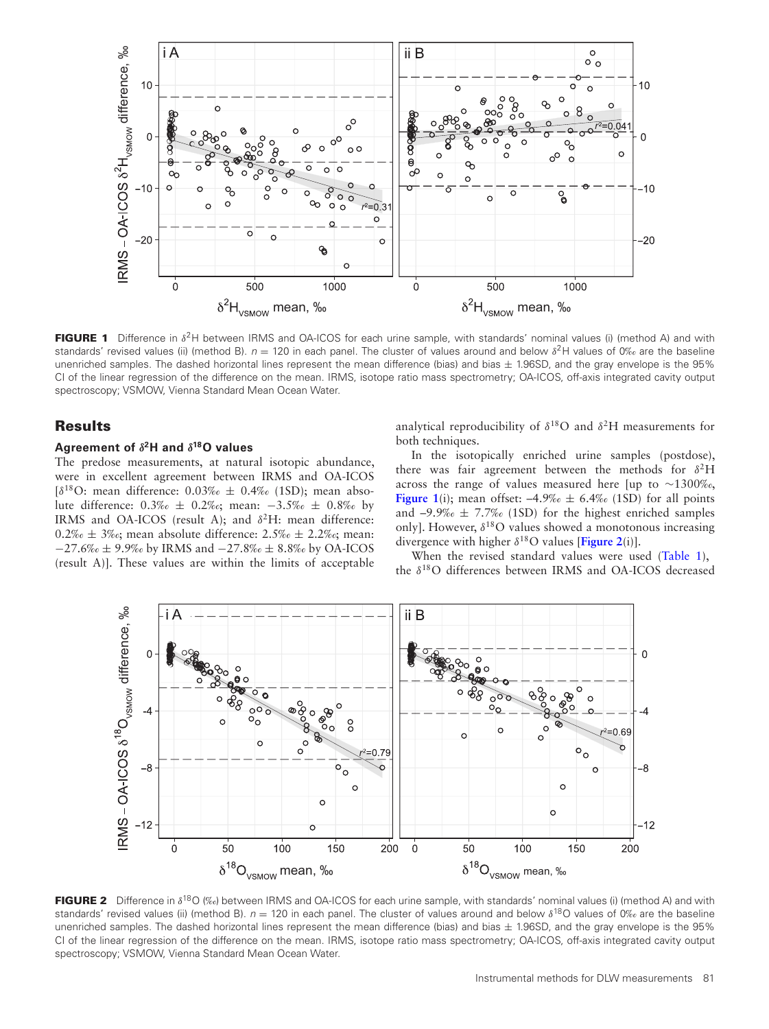FIGURE 1 Difference in $\delta^2$H between IRMS and OA-ICOS for each urine sample, with standards' nominal values (i) (method A) and with standards' revised values (ii) (method B). $n = 120$ in each panel. The cluster of values around and below $\delta^2$H values of 0‰ are the baseline unenriched samples. The dashed horizontal lines represent the mean difference (bias) and bias ± 1.96SD, and the gray envelope is the 95% CI of the linear regression of the difference on the mean. IRMS, isotope ratio mass spectrometry; OA-ICOS, off-axis integrated cavity output spectroscopy; VSMOW, Vienna Standard Mean Ocean Water.

## Results

### Agreement of $\delta^2$H and $\delta^{18}$O values

The predose measurements, at natural isotopic abundance, were in excellent agreement between IRMS and OA-ICOS [$\delta^{18}$O: mean difference: 0.03‰ ± 0.4‰ (1SD); mean absolute difference: 0.3‰ ± 0.2‰; mean: −3.5‰ ± 0.8‰ by IRMS and OA-ICOS (result A); and $\delta^2$H: mean difference: 0.2‰ ± 3‰; mean absolute difference: 2.5‰ ± 2.2‰; mean: −27.6‰ ± 9.9‰ by IRMS and −27.8‰ ± 8.8‰ by OA-ICOS (result A)]. These values are within the limits of acceptable analytical reproducibility of $\delta^{18}$O and $\delta^2$H measurements for both techniques.

In the isotopically enriched urine samples (postdose), there was fair agreement between the methods for $\delta^2$H across the range of values measured here [up to ~1300‰, **Figure 1**(i); mean offset: −4.9‰ ± 6.4‰ (1SD) for all points and −9.9‰ ± 7.7‰ (1SD) for the highest enriched samples only]. However, $\delta^{18}$O values showed a monotonous increasing divergence with higher $\delta^{18}$O values [**Figure 2**(i)].

When the revised standard values were used (Table 1), the $\delta^{18}$O differences between IRMS and OA-ICOS decreased

FIGURE 2 Difference in $\delta^{18}$O (‰) between IRMS and OA-ICOS for each urine sample, with standards' nominal values (i) (method A) and with standards' revised values (ii) (method B). $n = 120$ in each panel. The cluster of values around and below $\delta^{18}$O values of 0‰ are the baseline unenriched samples. The dashed horizontal lines represent the mean difference (bias) and bias ± 1.96SD, and the gray envelope is the 95% CI of the linear regression of the difference on the mean. IRMS, isotope ratio mass spectrometry; OA-ICOS, off-axis integrated cavity output spectroscopy; VSMOW, Vienna Standard Mean Ocean Water.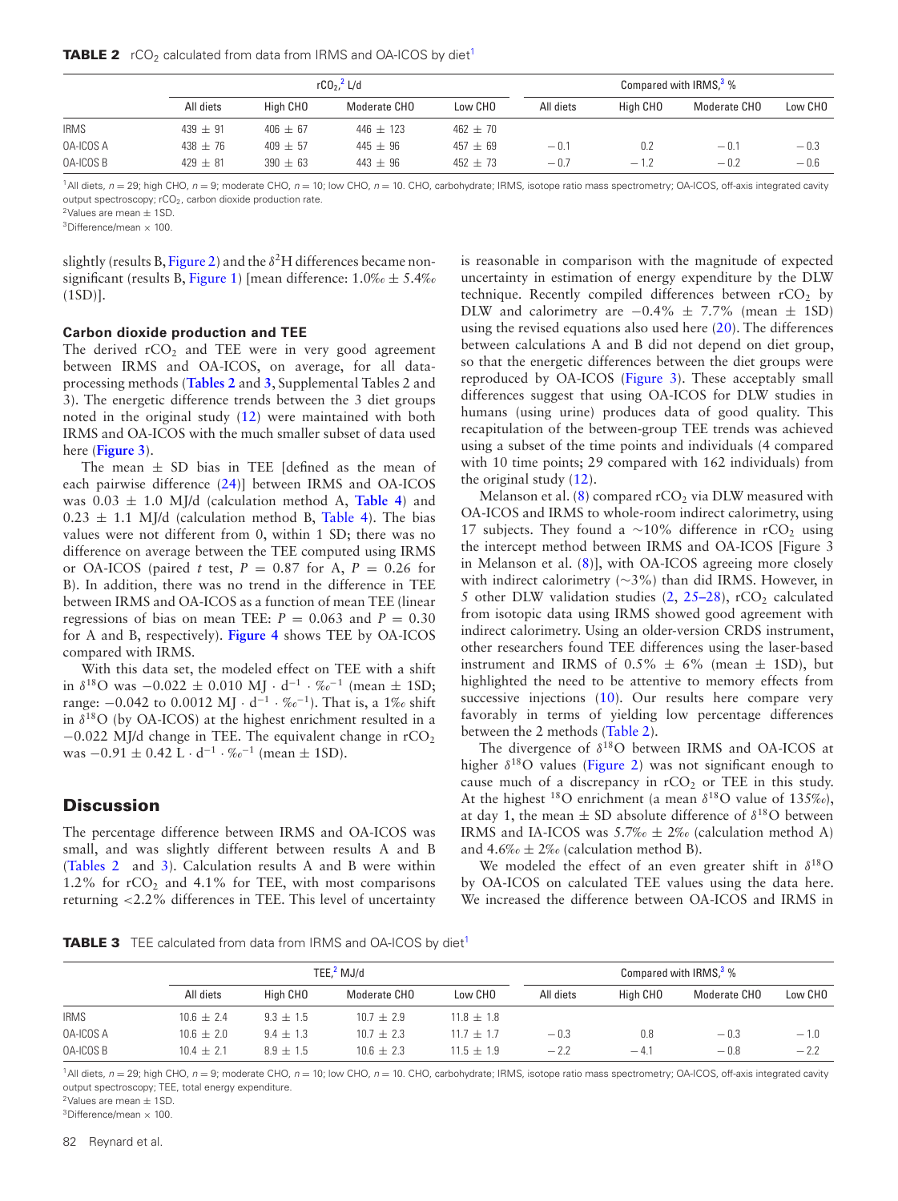**TABLE 2** $rCO_2$ calculated from data from IRMS and OA-ICOS by diet[1]

| | $rCO_2$,[2] L/d | | | | Compared with IRMS,[3] % | | | |
|---|---|---|---|---|---|---|---|---|
| | All diets | High CHO | Moderate CHO | Low CHO | All diets | High CHO | Moderate CHO | Low CHO |
| IRMS | 439 ± 91 | 406 ± 67 | 446 ± 123 | 462 ± 70 | | | | |
| OA-ICOS A | 438 ± 76 | 409 ± 57 | 445 ± 96 | 457 ± 69 | −0.1 | 0.2 | −0.1 | −0.3 |
| OA-ICOS B | 429 ± 81 | 390 ± 63 | 443 ± 96 | 452 ± 73 | −0.7 | −1.2 | −0.2 | −0.6 |

[1]All diets, $n = 29$; high CHO, $n = 9$; moderate CHO, $n = 10$; low CHO, $n = 10$. CHO, carbohydrate; IRMS, isotope ratio mass spectrometry; OA-ICOS, off-axis integrated cavity output spectroscopy; $rCO_2$, carbon dioxide production rate.
[2]Values are mean ± 1SD.
[3]Difference/mean × 100.

slightly (results B, Figure 2) and the $\delta^2$H differences became nonsignificant (results B, Figure 1) [mean difference: 1.0‰ ± 5.4‰ (1SD)].

### Carbon dioxide production and TEE

The derived $rCO_2$ and TEE were in very good agreement between IRMS and OA-ICOS, on average, for all data-processing methods (**Tables 2** and **3**, Supplemental Tables 2 and 3). The energetic difference trends between the 3 diet groups noted in the original study (12) were maintained with both IRMS and OA-ICOS with the much smaller subset of data used here (**Figure 3**).

The mean ± SD bias in TEE [defined as the mean of each pairwise difference (24)] between IRMS and OA-ICOS was 0.03 ± 1.0 MJ/d (calculation method A, **Table 4**) and 0.23 ± 1.1 MJ/d (calculation method B, Table 4). The bias values were not different from 0, within 1 SD; there was no difference on average between the TEE computed using IRMS or OA-ICOS (paired $t$ test, $P = 0.87$ for A, $P = 0.26$ for B). In addition, there was no trend in the difference in TEE between IRMS and OA-ICOS as a function of mean TEE (linear regressions of bias on mean TEE: $P = 0.063$ and $P = 0.30$ for A and B, respectively). **Figure 4** shows TEE by OA-ICOS compared with IRMS.

With this data set, the modeled effect on TEE with a shift in $\delta^{18}$O was $-0.022 \pm 0.010$ MJ · d$^{-1}$ · ‰$^{-1}$ (mean ± 1SD; range: $-0.042$ to $0.0012$ MJ · d$^{-1}$ · ‰$^{-1}$). That is, a 1‰ shift in $\delta^{18}$O (by OA-ICOS) at the highest enrichment resulted in a −0.022 MJ/d change in TEE. The equivalent change in $rCO_2$ was $-0.91 \pm 0.42$ L · d$^{-1}$ · ‰$^{-1}$ (mean ± 1SD).

## Discussion

The percentage difference between IRMS and OA-ICOS was small, and was slightly different between results A and B (Tables 2 and 3). Calculation results A and B were within 1.2% for $rCO_2$ and 4.1% for TEE, with most comparisons returning <2.2% differences in TEE. This level of uncertainty is reasonable in comparison with the magnitude of expected uncertainty in estimation of energy expenditure by the DLW technique. Recently compiled differences between $rCO_2$ by DLW and calorimetry are −0.4% ± 7.7% (mean ± 1SD) using the revised equations also used here (20). The differences between calculations A and B did not depend on diet group, so that the energetic differences between the diet groups were reproduced by OA-ICOS (Figure 3). These acceptably small differences suggest that using OA-ICOS for DLW studies in humans (using urine) produces data of good quality. This recapitulation of the between-group TEE trends was achieved using a subset of the time points and individuals (4 compared with 10 time points; 29 compared with 162 individuals) from the original study (12).

Melanson et al. (8) compared $rCO_2$ via DLW measured with OA-ICOS and IRMS to whole-room indirect calorimetry, using 17 subjects. They found a ∼10% difference in $rCO_2$ using the intercept method between IRMS and OA-ICOS [Figure 3 in Melanson et al. (8)], with OA-ICOS agreeing more closely with indirect calorimetry (∼3%) than did IRMS. However, in 5 other DLW validation studies (2, 25–28), $rCO_2$ calculated from isotopic data using IRMS showed good agreement with indirect calorimetry. Using an older-version CRDS instrument, other researchers found TEE differences using the laser-based instrument and IRMS of 0.5% ± 6% (mean ± 1SD), but highlighted the need to be attentive to memory effects from successive injections (10). Our results here compare very favorably in terms of yielding low percentage differences between the 2 methods (Table 2).

The divergence of $\delta^{18}$O between IRMS and OA-ICOS at higher $\delta^{18}$O values (Figure 2) was not significant enough to cause much of a discrepancy in $rCO_2$ or TEE in this study. At the highest $^{18}$O enrichment (a mean $\delta^{18}$O value of 135‰), at day 1, the mean ± SD absolute difference of $\delta^{18}$O between IRMS and IA-ICOS was 5.7‰ ± 2‰ (calculation method A) and 4.6‰ ± 2‰ (calculation method B).

We modeled the effect of an even greater shift in $\delta^{18}$O by OA-ICOS on calculated TEE values using the data here. We increased the difference between OA-ICOS and IRMS in

**TABLE 3** TEE calculated from data from IRMS and OA-ICOS by diet[1]

| | TEE,[2] MJ/d | | | | Compared with IRMS,[3] % | | | |
|---|---|---|---|---|---|---|---|---|
| | All diets | High CHO | Moderate CHO | Low CHO | All diets | High CHO | Moderate CHO | Low CHO |
| IRMS | 10.6 ± 2.4 | 9.3 ± 1.5 | 10.7 ± 2.9 | 11.8 ± 1.8 | | | | |
| OA-ICOS A | 10.6 ± 2.0 | 9.4 ± 1.3 | 10.7 ± 2.3 | 11.7 ± 1.7 | −0.3 | 0.8 | −0.3 | −1.0 |
| OA-ICOS B | 10.4 ± 2.1 | 8.9 ± 1.5 | 10.6 ± 2.3 | 11.5 ± 1.9 | −2.2 | −4.1 | −0.8 | −2.2 |

[1]All diets, $n = 29$; high CHO, $n = 9$; moderate CHO, $n = 10$; low CHO, $n = 10$. CHO, carbohydrate; IRMS, isotope ratio mass spectrometry; OA-ICOS, off-axis integrated cavity output spectroscopy; TEE, total energy expenditure.
[2]Values are mean ± 1SD.
[3]Difference/mean × 100.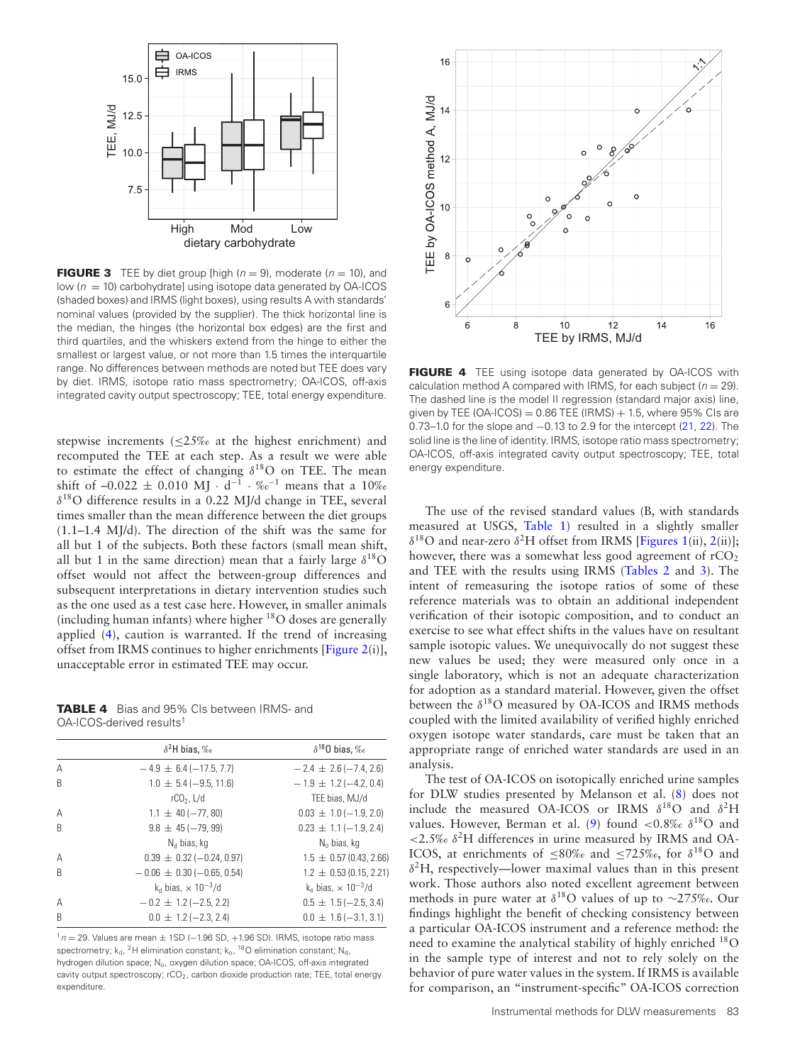**FIGURE 3** TEE by diet group [high ($n = 9$), moderate ($n = 10$), and low ($n = 10$) carbohydrate] using isotope data generated by OA-ICOS (shaded boxes) and IRMS (light boxes), using results A with standards' nominal values (provided by the supplier). The thick horizontal line is the median, the hinges (the horizontal box edges) are the first and third quartiles, and the whiskers extend from the hinge to either the smallest or largest value, or not more than 1.5 times the interquartile range. No differences between methods are noted but TEE does vary by diet. IRMS, isotope ratio mass spectrometry; OA-ICOS, off-axis integrated cavity output spectroscopy; TEE, total energy expenditure.

stepwise increments (≤25‰ at the highest enrichment) and recomputed the TEE at each step. As a result we were able to estimate the effect of changing $\delta^{18}O$ on TEE. The mean shift of –0.022 ± 0.010 $MJ \cdot d^{-1} \cdot ‰^{-1}$ means that a 10‰ $\delta^{18}O$ difference results in a 0.22 MJ/d change in TEE, several times smaller than the mean difference between the diet groups (1.1–1.4 MJ/d). The direction of the shift was the same for all but 1 of the subjects. Both these factors (small mean shift, all but 1 in the same direction) mean that a fairly large $\delta^{18}O$ offset would not affect the between-group differences and subsequent interpretations in dietary intervention studies such as the one used as a test case here. However, in smaller animals (including human infants) where higher $^{18}O$ doses are generally applied (4), caution is warranted. If the trend of increasing offset from IRMS continues to higher enrichments [Figure 2(i)], unacceptable error in estimated TEE may occur.

**TABLE 4** Bias and 95% CIs between IRMS- and OA-ICOS-derived results[1]

| | $\delta^2H$ bias, ‰ | $\delta^{18}O$ bias, ‰ |
|---|---|---|
| A | −4.9 ± 6.4 (−17.5, 7.7) | −2.4 ± 2.6 (−7.4, 2.6) |
| B | 1.0 ± 5.4 (−9.5, 11.6) | −1.9 ± 1.2 (−4.2, 0.4) |
| | $rCO_2$, L/d | TEE bias, MJ/d |
| A | 1.1 ± 40 (−77, 80) | 0.03 ± 1.0 (−1.9, 2.0) |
| B | 9.8 ± 45 (−79, 99) | 0.23 ± 1.1 (−1.9, 2.4) |
| | $N_d$ bias, kg | $N_o$ bias, kg |
| A | 0.39 ± 0.32 (−0.24, 0.97) | 1.5 ± 0.57 (0.43, 2.66) |
| B | −0.06 ± 0.30 (−0.65, 0.54) | 1.2 ± 0.53 (0.15, 2.21) |
| | $k_d$ bias, × $10^{-3}$/d | $k_o$ bias, × $10^{-3}$/d |
| A | −0.2 ± 1.2 (−2.5, 2.2) | 0.5 ± 1.5 (−2.5, 3.4) |
| B | 0.0 ± 1.2 (−2.3, 2.4) | 0.0 ± 1.6 (−3.1, 3.1) |

[1] $n = 29$. Values are mean ± 1SD (−1.96 SD, +1.96 SD). IRMS, isotope ratio mass spectrometry; $k_d$, $^2H$ elimination constant; $k_o$, $^{18}O$ elimination constant; $N_d$, hydrogen dilution space; $N_o$, oxygen dilution space; OA-ICOS, off-axis integrated cavity output spectroscopy; $rCO_2$, carbon dioxide production rate; TEE, total energy expenditure.

**FIGURE 4** TEE using isotope data generated by OA-ICOS with calculation method A compared with IRMS, for each subject ($n = 29$). The dashed line is the model II regression (standard major axis) line, given by TEE (OA-ICOS) = 0.86 TEE (IRMS) + 1.5, where 95% CIs are 0.73–1.0 for the slope and −0.13 to 2.9 for the intercept (21, 22). The solid line is the line of identity. IRMS, isotope ratio mass spectrometry; OA-ICOS, off-axis integrated cavity output spectroscopy; TEE, total energy expenditure.

The use of the revised standard values (B, with standards measured at USGS, Table 1) resulted in a slightly smaller $\delta^{18}O$ and near-zero $\delta^2H$ offset from IRMS [Figures 1(ii), 2(ii)]; however, there was a somewhat less good agreement of $rCO_2$ and TEE with the results using IRMS (Tables 2 and 3). The intent of remeasuring the isotope ratios of some of these reference materials was to obtain an additional independent verification of their isotopic composition, and to conduct an exercise to see what effect shifts in the values have on resultant sample isotopic values. We unequivocally do not suggest these new values be used; they were measured only once in a single laboratory, which is not an adequate characterization for adoption as a standard material. However, given the offset between the $\delta^{18}O$ measured by OA-ICOS and IRMS methods coupled with the limited availability of verified highly enriched oxygen isotope water standards, care must be taken that an appropriate range of enriched water standards are used in an analysis.

The test of OA-ICOS on isotopically enriched urine samples for DLW studies presented by Melanson et al. (8) does not include the measured OA-ICOS or IRMS $\delta^{18}O$ and $\delta^2H$ values. However, Berman et al. (9) found <0.8‰ $\delta^{18}O$ and <2.5‰ $\delta^2H$ differences in urine measured by IRMS and OA-ICOS, at enrichments of ≤80‰ and ≤725‰, for $\delta^{18}O$ and $\delta^2H$, respectively—lower maximal values than in this present work. Those authors also noted excellent agreement between methods in pure water at $\delta^{18}O$ values of up to ~275‰. Our findings highlight the benefit of checking consistency between a particular OA-ICOS instrument and a reference method: the need to examine the analytical stability of highly enriched $^{18}O$ in the sample type of interest and not to rely solely on the behavior of pure water values in the system. If IRMS is available for comparison, an "instrument-specific" OA-ICOS correction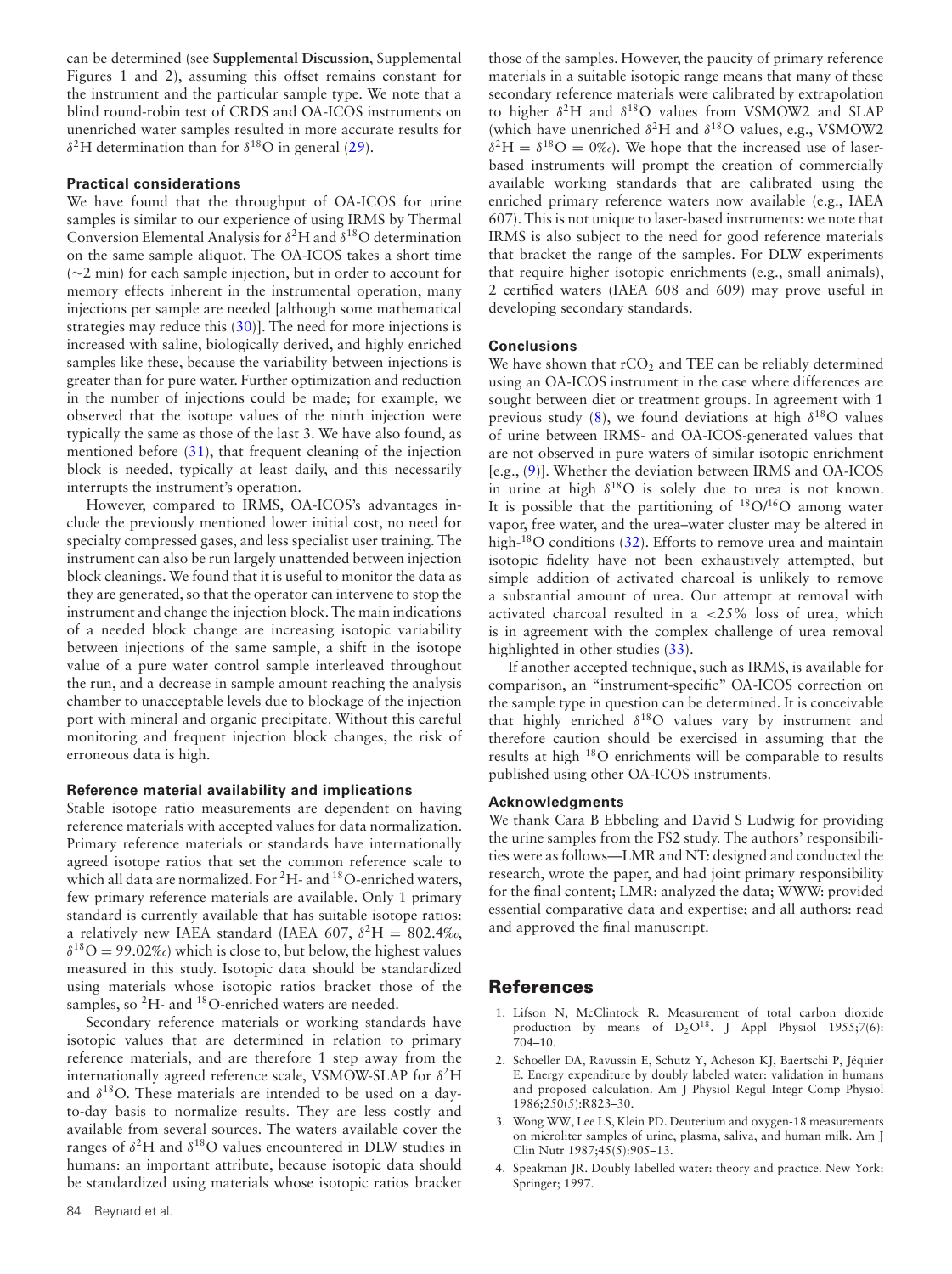can be determined (see **Supplemental Discussion**, Supplemental Figures 1 and 2), assuming this offset remains constant for the instrument and the particular sample type. We note that a blind round-robin test of CRDS and OA-ICOS instruments on unenriched water samples resulted in more accurate results for $\delta^2$H determination than for $\delta^{18}$O in general (29).

### Practical considerations

We have found that the throughput of OA-ICOS for urine samples is similar to our experience of using IRMS by Thermal Conversion Elemental Analysis for $\delta^2$H and $\delta^{18}$O determination on the same sample aliquot. The OA-ICOS takes a short time (∼2 min) for each sample injection, but in order to account for memory effects inherent in the instrumental operation, many injections per sample are needed [although some mathematical strategies may reduce this (30)]. The need for more injections is increased with saline, biologically derived, and highly enriched samples like these, because the variability between injections is greater than for pure water. Further optimization and reduction in the number of injections could be made; for example, we observed that the isotope values of the ninth injection were typically the same as those of the last 3. We have also found, as mentioned before (31), that frequent cleaning of the injection block is needed, typically at least daily, and this necessarily interrupts the instrument's operation.

However, compared to IRMS, OA-ICOS's advantages include the previously mentioned lower initial cost, no need for specialty compressed gases, and less specialist user training. The instrument can also be run largely unattended between injection block cleanings. We found that it is useful to monitor the data as they are generated, so that the operator can intervene to stop the instrument and change the injection block. The main indications of a needed block change are increasing isotopic variability between injections of the same sample, a shift in the isotope value of a pure water control sample interleaved throughout the run, and a decrease in sample amount reaching the analysis chamber to unacceptable levels due to blockage of the injection port with mineral and organic precipitate. Without this careful monitoring and frequent injection block changes, the risk of erroneous data is high.

### Reference material availability and implications

Stable isotope ratio measurements are dependent on having reference materials with accepted values for data normalization. Primary reference materials or standards have internationally agreed isotope ratios that set the common reference scale to which all data are normalized. For $^2$H- and $^{18}$O-enriched waters, few primary reference materials are available. Only 1 primary standard is currently available that has suitable isotope ratios: a relatively new IAEA standard (IAEA 607, $\delta^2$H = 802.4‰, $\delta^{18}$O = 99.02‰) which is close to, but below, the highest values measured in this study. Isotopic data should be standardized using materials whose isotopic ratios bracket those of the samples, so $^2$H- and $^{18}$O-enriched waters are needed.

Secondary reference materials or working standards have isotopic values that are determined in relation to primary reference materials, and are therefore 1 step away from the internationally agreed reference scale, VSMOW-SLAP for $\delta^2$H and $\delta^{18}$O. These materials are intended to be used on a day-to-day basis to normalize results. They are less costly and available from several sources. The waters available cover the ranges of $\delta^2$H and $\delta^{18}$O values encountered in DLW studies in humans: an important attribute, because isotopic data should be standardized using materials whose isotopic ratios bracket those of the samples. However, the paucity of primary reference materials in a suitable isotopic range means that many of these secondary reference materials were calibrated by extrapolation to higher $\delta^2$H and $\delta^{18}$O values from VSMOW2 and SLAP (which have unenriched $\delta^2$H and $\delta^{18}$O values, e.g., VSMOW2 $\delta^2$H = $\delta^{18}$O = 0‰). We hope that the increased use of laser-based instruments will prompt the creation of commercially available working standards that are calibrated using the enriched primary reference waters now available (e.g., IAEA 607). This is not unique to laser-based instruments: we note that IRMS is also subject to the need for good reference materials that bracket the range of the samples. For DLW experiments that require higher isotopic enrichments (e.g., small animals), 2 certified waters (IAEA 608 and 609) may prove useful in developing secondary standards.

### Conclusions

We have shown that r$CO_2$ and TEE can be reliably determined using an OA-ICOS instrument in the case where differences are sought between diet or treatment groups. In agreement with 1 previous study (8), we found deviations at high $\delta^{18}$O values of urine between IRMS- and OA-ICOS-generated values that are not observed in pure waters of similar isotopic enrichment [e.g., (9)]. Whether the deviation between IRMS and OA-ICOS in urine at high $\delta^{18}$O is solely due to urea is not known. It is possible that the partitioning of $^{18}$O/$^{16}$O among water vapor, free water, and the urea–water cluster may be altered in high-$^{18}$O conditions (32). Efforts to remove urea and maintain isotopic fidelity have not been exhaustively attempted, but simple addition of activated charcoal is unlikely to remove a substantial amount of urea. Our attempt at removal with activated charcoal resulted in a <25% loss of urea, which is in agreement with the complex challenge of urea removal highlighted in other studies (33).

If another accepted technique, such as IRMS, is available for comparison, an "instrument-specific" OA-ICOS correction on the sample type in question can be determined. It is conceivable that highly enriched $\delta^{18}$O values vary by instrument and therefore caution should be exercised in assuming that the results at high $^{18}$O enrichments will be comparable to results published using other OA-ICOS instruments.

### Acknowledgments

We thank Cara B Ebbeling and David S Ludwig for providing the urine samples from the FS2 study. The authors' responsibilities were as follows—LMR and NT: designed and conducted the research, wrote the paper, and had joint primary responsibility for the final content; LMR: analyzed the data; WWW: provided essential comparative data and expertise; and all authors: read and approved the final manuscript.

## References

1. Lifson N, McClintock R. Measurement of total carbon dioxide production by means of $D_2O^{18}$. J Appl Physiol 1955;7(6): 704–10.
2. Schoeller DA, Ravussin E, Schutz Y, Acheson KJ, Baertschi P, Jéquier E. Energy expenditure by doubly labeled water: validation in humans and proposed calculation. Am J Physiol Regul Integr Comp Physiol 1986;250(5):R823–30.
3. Wong WW, Lee LS, Klein PD. Deuterium and oxygen-18 measurements on microliter samples of urine, plasma, saliva, and human milk. Am J Clin Nutr 1987;45(5):905–13.
4. Speakman JR. Doubly labelled water: theory and practice. New York: Springer; 1997.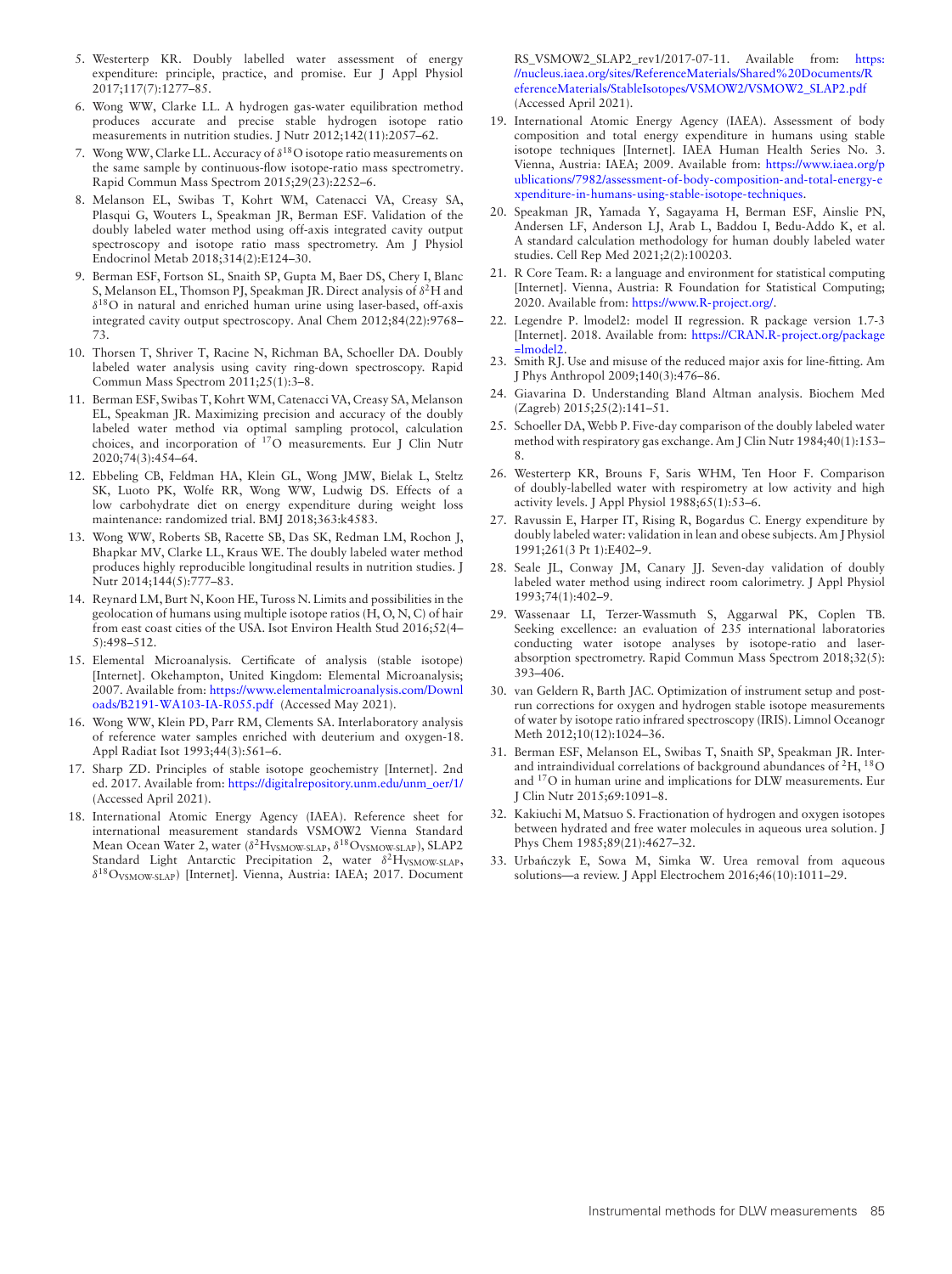5. Westerterp KR. Doubly labelled water assessment of energy expenditure: principle, practice, and promise. Eur J Appl Physiol 2017;117(7):1277–85.
6. Wong WW, Clarke LL. A hydrogen gas-water equilibration method produces accurate and precise stable hydrogen isotope ratio measurements in nutrition studies. J Nutr 2012;142(11):2057–62.
7. Wong WW, Clarke LL. Accuracy of $\delta^{18}$O isotope ratio measurements on the same sample by continuous-flow isotope-ratio mass spectrometry. Rapid Commun Mass Spectrom 2015;29(23):2252–6.
8. Melanson EL, Swibas T, Kohrt WM, Catenacci VA, Creasy SA, Plasqui G, Wouters L, Speakman JR, Berman ESF. Validation of the doubly labeled water method using off-axis integrated cavity output spectroscopy and isotope ratio mass spectrometry. Am J Physiol Endocrinol Metab 2018;314(2):E124–30.
9. Berman ESF, Fortson SL, Snaith SP, Gupta M, Baer DS, Chery I, Blanc S, Melanson EL, Thomson PJ, Speakman JR. Direct analysis of $\delta^2$H and $\delta^{18}$O in natural and enriched human urine using laser-based, off-axis integrated cavity output spectroscopy. Anal Chem 2012;84(22):9768–73.
10. Thorsen T, Shriver T, Racine N, Richman BA, Schoeller DA. Doubly labeled water analysis using cavity ring-down spectroscopy. Rapid Commun Mass Spectrom 2011;25(1):3–8.
11. Berman ESF, Swibas T, Kohrt WM, Catenacci VA, Creasy SA, Melanson EL, Speakman JR. Maximizing precision and accuracy of the doubly labeled water method via optimal sampling protocol, calculation choices, and incorporation of $^{17}$O measurements. Eur J Clin Nutr 2020;74(3):454–64.
12. Ebbeling CB, Feldman HA, Klein GL, Wong JMW, Bielak L, Steltz SK, Luoto PK, Wolfe RR, Wong WW, Ludwig DS. Effects of a low carbohydrate diet on energy expenditure during weight loss maintenance: randomized trial. BMJ 2018;363:k4583.
13. Wong WW, Roberts SB, Racette SB, Das SK, Redman LM, Rochon J, Bhapkar MV, Clarke LL, Kraus WE. The doubly labeled water method produces highly reproducible longitudinal results in nutrition studies. J Nutr 2014;144(5):777–83.
14. Reynard LM, Burt N, Koon HE, Tuross N. Limits and possibilities in the geolocation of humans using multiple isotope ratios (H, O, N, C) of hair from east coast cities of the USA. Isot Environ Health Stud 2016;52(4–5):498–512.
15. Elemental Microanalysis. Certificate of analysis (stable isotope) [Internet]. Okehampton, United Kingdom: Elemental Microanalysis; 2007. Available from: https://www.elementalmicroanalysis.com/Downloads/B2191-WA103-IA-R055.pdf (Accessed May 2021).
16. Wong WW, Klein PD, Parr RM, Clements SA. Interlaboratory analysis of reference water samples enriched with deuterium and oxygen-18. Appl Radiat Isot 1993;44(3):561–6.
17. Sharp ZD. Principles of stable isotope geochemistry [Internet]. 2nd ed. 2017. Available from: https://digitalrepository.unm.edu/unm_oer/1/ (Accessed April 2021).
18. International Atomic Energy Agency (IAEA). Reference sheet for international measurement standards VSMOW2 Vienna Standard Mean Ocean Water 2, water ($\delta^2H_{VSMOW-SLAP}$, $\delta^{18}O_{VSMOW-SLAP}$), SLAP2 Standard Light Antarctic Precipitation 2, water $\delta^2H_{VSMOW-SLAP}$, $\delta^{18}O_{VSMOW-SLAP}$) [Internet]. Vienna, Austria: IAEA; 2017. Document RS_VSMOW2_SLAP2_rev1/2017-07-11. Available from: https://nucleus.iaea.org/sites/ReferenceMaterials/Shared%20Documents/ReferenceMaterials/StableIsotopes/VSMOW2/VSMOW2_SLAP2.pdf (Accessed April 2021).
19. International Atomic Energy Agency (IAEA). Assessment of body composition and total energy expenditure in humans using stable isotope techniques [Internet]. IAEA Human Health Series No. 3. Vienna, Austria: IAEA; 2009. Available from: https://www.iaea.org/publications/7982/assessment-of-body-composition-and-total-energy-expenditure-in-humans-using-stable-isotope-techniques.
20. Speakman JR, Yamada Y, Sagayama H, Berman ESF, Ainslie PN, Andersen LF, Anderson LJ, Arab L, Baddou I, Bedu-Addo K, et al. A standard calculation methodology for human doubly labeled water studies. Cell Rep Med 2021;2(2):100203.
21. R Core Team. R: a language and environment for statistical computing [Internet]. Vienna, Austria: R Foundation for Statistical Computing; 2020. Available from: https://www.R-project.org/.
22. Legendre P. lmodel2: model II regression. R package version 1.7-3 [Internet]. 2018. Available from: https://CRAN.R-project.org/package=lmodel2.
23. Smith RJ. Use and misuse of the reduced major axis for line-fitting. Am J Phys Anthropol 2009;140(3):476–86.
24. Giavarina D. Understanding Bland Altman analysis. Biochem Med (Zagreb) 2015;25(2):141–51.
25. Schoeller DA, Webb P. Five-day comparison of the doubly labeled water method with respiratory gas exchange. Am J Clin Nutr 1984;40(1):153–8.
26. Westerterp KR, Brouns F, Saris WHM, Ten Hoor F. Comparison of doubly-labelled water with respirometry at low activity and high activity levels. J Appl Physiol 1988;65(1):53–6.
27. Ravussin E, Harper IT, Rising R, Bogardus C. Energy expenditure by doubly labeled water: validation in lean and obese subjects. Am J Physiol 1991;261(3 Pt 1):E402–9.
28. Seale JL, Conway JM, Canary JJ. Seven-day validation of doubly labeled water method using indirect room calorimetry. J Appl Physiol 1993;74(1):402–9.
29. Wassenaar LI, Terzer-Wassmuth S, Aggarwal PK, Coplen TB. Seeking excellence: an evaluation of 235 international laboratories conducting water isotope analyses by isotope-ratio and laser-absorption spectrometry. Rapid Commun Mass Spectrom 2018;32(5):393–406.
30. van Geldern R, Barth JAC. Optimization of instrument setup and post-run corrections for oxygen and hydrogen stable isotope measurements of water by isotope ratio infrared spectroscopy (IRIS). Limnol Oceanogr Meth 2012;10(12):1024–36.
31. Berman ESF, Melanson EL, Swibas T, Snaith SP, Speakman JR. Inter- and intraindividual correlations of background abundances of $^2$H, $^{18}$O and $^{17}$O in human urine and implications for DLW measurements. Eur J Clin Nutr 2015;69:1091–8.
32. Kakiuchi M, Matsuo S. Fractionation of hydrogen and oxygen isotopes between hydrated and free water molecules in aqueous urea solution. J Phys Chem 1985;89(21):4627–32.
33. Urbańczyk E, Sowa M, Simka W. Urea removal from aqueous solutions—a review. J Appl Electrochem 2016;46(10):1011–29.